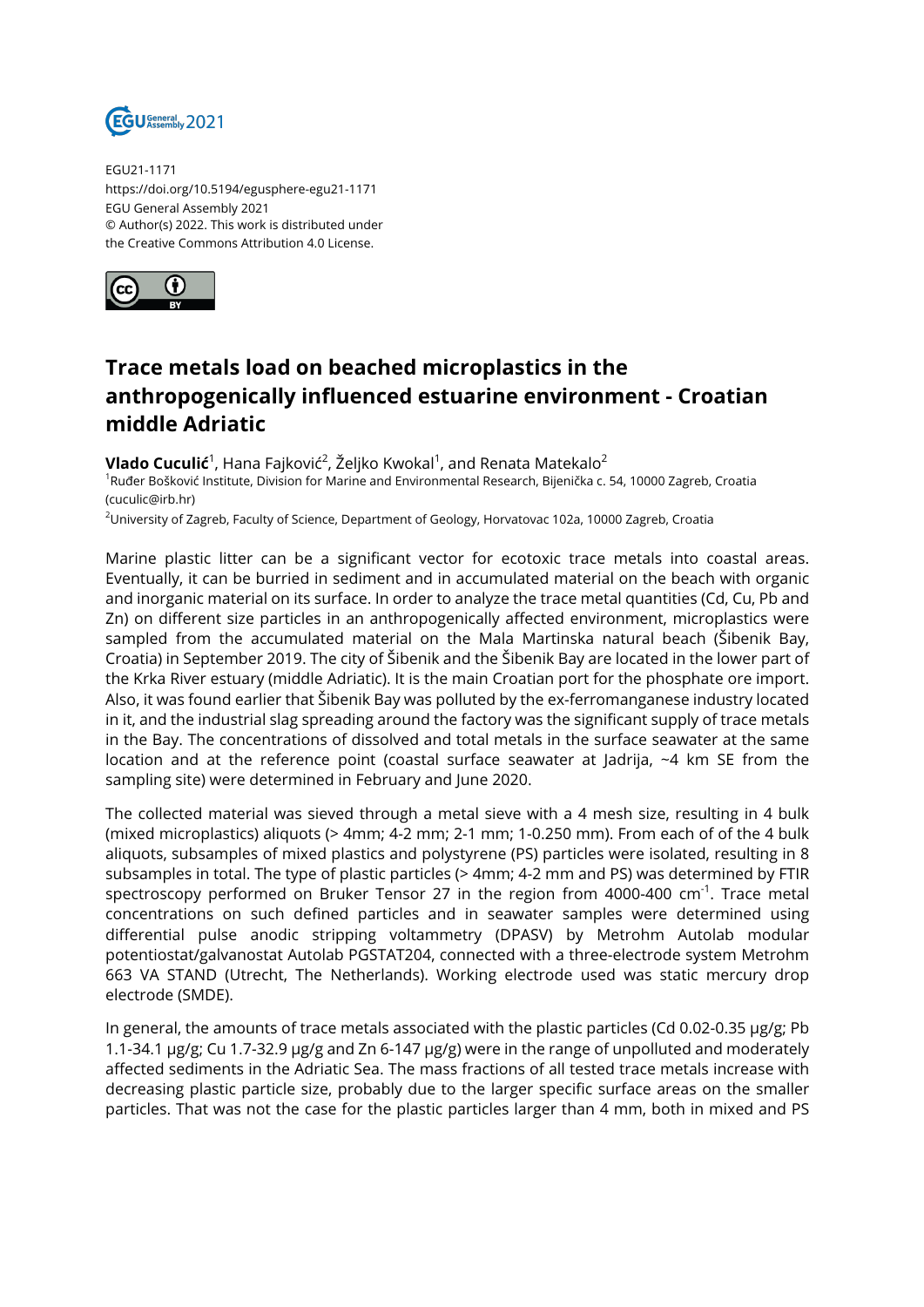EGU21-1171
https://doi.org/10.5194/egusphere-egu21-1171
EGU General Assembly 2021
© Author(s) 2022. This work is distributed under
the Creative Commons Attribution 4.0 License.

# Trace metals load on beached microplastics in the anthropogenically influenced estuarine environment - Croatian middle Adriatic

**Vlado Cuculić**[1], Hana Fajković[2], Željko Kwokal[1], and Renata Matekalo[2]

[1]Ruđer Bošković Institute, Division for Marine and Environmental Research, Bijenička c. 54, 10000 Zagreb, Croatia (cuculic@irb.hr)

[2]University of Zagreb, Faculty of Science, Department of Geology, Horvatovac 102a, 10000 Zagreb, Croatia

Marine plastic litter can be a significant vector for ecotoxic trace metals into coastal areas. Eventually, it can be burried in sediment and in accumulated material on the beach with organic and inorganic material on its surface. In order to analyze the trace metal quantities (Cd, Cu, Pb and Zn) on different size particles in an anthropogenically affected environment, microplastics were sampled from the accumulated material on the Mala Martinska natural beach (Šibenik Bay, Croatia) in September 2019. The city of Šibenik and the Šibenik Bay are located in the lower part of the Krka River estuary (middle Adriatic). It is the main Croatian port for the phosphate ore import. Also, it was found earlier that Šibenik Bay was polluted by the ex-ferromanganese industry located in it, and the industrial slag spreading around the factory was the significant supply of trace metals in the Bay. The concentrations of dissolved and total metals in the surface seawater at the same location and at the reference point (coastal surface seawater at Jadrija, ~4 km SE from the sampling site) were determined in February and June 2020.

The collected material was sieved through a metal sieve with a 4 mesh size, resulting in 4 bulk (mixed microplastics) aliquots (> 4mm; 4-2 mm; 2-1 mm; 1-0.250 mm). From each of the 4 bulk aliquots, subsamples of mixed plastics and polystyrene (PS) particles were isolated, resulting in 8 subsamples in total. The type of plastic particles (> 4mm; 4-2 mm and PS) was determined by FTIR spectroscopy performed on Bruker Tensor 27 in the region from 4000-400 $cm^{-1}$. Trace metal concentrations on such defined particles and in seawater samples were determined using differential pulse anodic stripping voltammetry (DPASV) by Metrohm Autolab modular potentiostat/galvanostat Autolab PGSTAT204, connected with a three-electrode system Metrohm 663 VA STAND (Utrecht, The Netherlands). Working electrode used was static mercury drop electrode (SMDE).

In general, the amounts of trace metals associated with the plastic particles (Cd 0.02-0.35 μg/g; Pb 1.1-34.1 μg/g; Cu 1.7-32.9 μg/g and Zn 6-147 μg/g) were in the range of unpolluted and moderately affected sediments in the Adriatic Sea. The mass fractions of all tested trace metals increase with decreasing plastic particle size, probably due to the larger specific surface areas on the smaller particles. That was not the case for the plastic particles larger than 4 mm, both in mixed and PS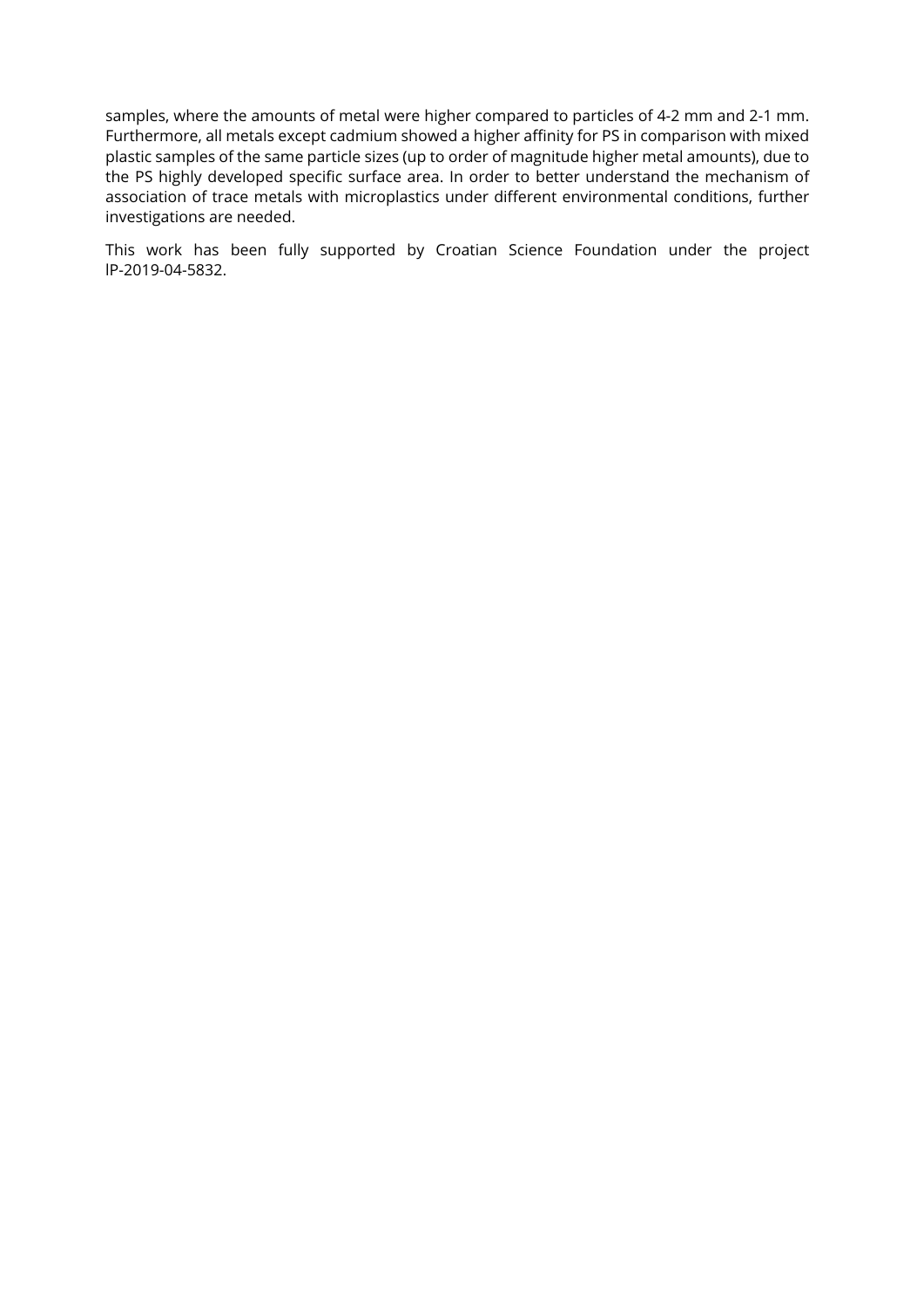samples, where the amounts of metal were higher compared to particles of 4-2 mm and 2-1 mm. Furthermore, all metals except cadmium showed a higher affinity for PS in comparison with mixed plastic samples of the same particle sizes (up to order of magnitude higher metal amounts), due to the PS highly developed specific surface area. In order to better understand the mechanism of association of trace metals with microplastics under different environmental conditions, further investigations are needed.

This work has been fully supported by Croatian Science Foundation under the project lP-2019-04-5832.